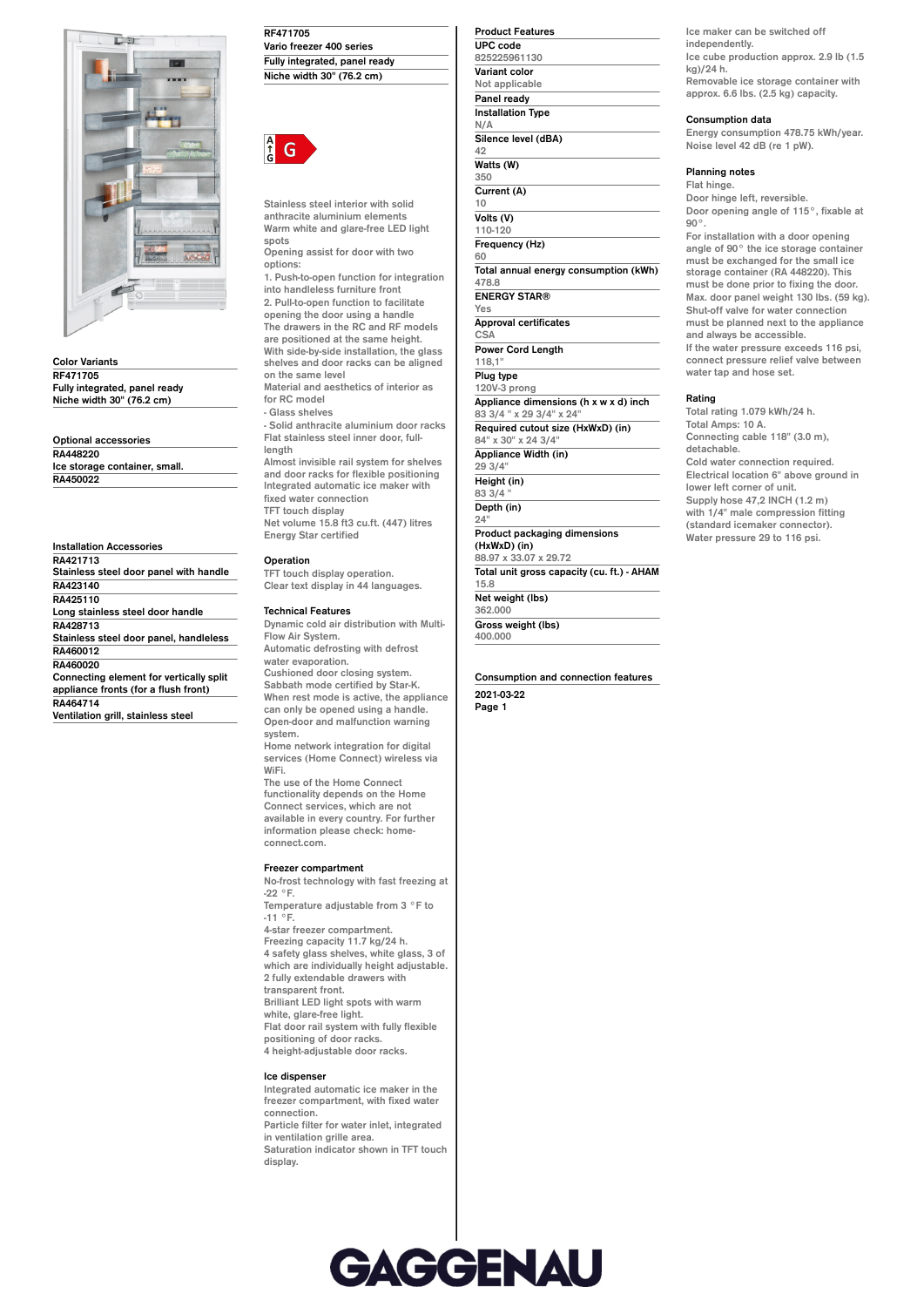RF471705
Vario freezer 400 series
Fully integrated, panel ready
Niche width 30" (76.2 cm)

A ↑ G G

Stainless steel interior with solid anthracite aluminium elements
Warm white and glare-free LED light spots
Opening assist for door with two options:
1. Push-to-open function for integration into handleless furniture front
2. Pull-to-open function to facilitate opening the door using a handle
The drawers in the RC and RF models are positioned at the same level.
With side-by-side installation, the glass shelves and door racks can be aligned on the same level
Material and aesthetics of interior as for RC model
- Glass shelves
- Solid anthracite aluminium door racks
Flat stainless steel inner door, full-length
Almost invisible rail system for shelves and door racks for flexible positioning
Integrated automatic ice maker with fixed water connection
TFT touch display
Net volume 15.8 ft3 cu.ft. (447) litres
Energy Star certified

**Color Variants**

RF471705
Fully integrated, panel ready
Niche width 30" (76.2 cm)

**Optional accessories**

RA448220
Ice storage container, small.
RA450022

**Installation Accessories**

RA421713
Stainless steel door panel with handle
RA423140
RA425110
Long stainless steel door handle
RA428713
Stainless steel door panel, handleless
RA460012
RA460020
Connecting element for vertically split appliance fronts (for a flush front)
RA464714
Ventilation grill, stainless steel

**Operation**

TFT touch display operation.
Clear text display in 44 languages.

**Technical Features**

Dynamic cold air distribution with Multi-Flow Air System.
Automatic defrosting with defrost water evaporation.
Cushioned door closing system.
Sabbath mode certified by Star-K.
When rest mode is active, the appliance can only be opened using a handle.
Open-door and malfunction warning system.
Home network integration for digital services (Home Connect) wireless via WiFi.
The use of the Home Connect functionality depends on the Home Connect services, which are not available in every country. For further information please check: home-connect.com.

**Freezer compartment**

No-frost technology with fast freezing at -22 °F.
Temperature adjustable from 3 °F to -11 °F.
4-star freezer compartment.
Freezing capacity 11.7 kg/24 h.
4 safety glass shelves, white glass, 3 of which are individually height adjustable.
2 fully extendable drawers with transparent front.
Brilliant LED light spots with warm white, glare-free light.
Flat door rail system with fully flexible positioning of door racks.
4 height-adjustable door racks.

**Ice dispenser**

Integrated automatic ice maker in the freezer compartment, with fixed water connection.
Particle filter for water inlet, integrated in ventilation grille area.
Saturation indicator shown in TFT touch display.
Ice maker can be switched off independently.
Ice cube production approx. 2.9 lb (1.5 kg)/24 h.
Removable ice storage container with approx. 6.6 lbs. (2.5 kg) capacity.

**Product Features**

**UPC code**
825225961130

**Variant color**
Not applicable

**Panel ready**

**Installation Type**
N/A

**Silence level (dBA)**
42

**Watts (W)**
350

**Current (A)**
10

**Volts (V)**
110-120

**Frequency (Hz)**
60

**Total annual energy consumption (kWh)**
478.8

**ENERGY STAR®**
Yes

**Approval certificates**
CSA

**Power Cord Length**
118,1"

**Plug type**
120V-3 prong

**Appliance dimensions (h x w x d) inch**
83 3/4 " x 29 3/4" x 24"

**Required cutout size (HxWxD) (in)**
84" x 30" x 24 3/4"

**Appliance Width (in)**
29 3/4"

**Height (in)**
83 3/4 "

**Depth (in)**
24"

**Product packaging dimensions (HxWxD) (in)**
88.97 x 33.07 x 29.72

**Total unit gross capacity (cu. ft.) - AHAM**
15.8

**Net weight (lbs)**
362.000

**Gross weight (lbs)**
400.000

**Consumption and connection features**

**Consumption data**

Energy consumption 478.75 kWh/year.
Noise level 42 dB (re 1 pW).

**Planning notes**

Flat hinge.
Door hinge left, reversible.
Door opening angle of 115°, fixable at 90°.
For installation with a door opening angle of 90° the ice storage container must be exchanged for the small ice storage container (RA 448220). This must be done prior to fixing the door.
Max. door panel weight 130 lbs. (59 kg).
Shut-off valve for water connection must be planned next to the appliance and always be accessible.
If the water pressure exceeds 116 psi, connect pressure relief valve between water tap and hose set.

**Rating**

Total rating 1.079 kWh/24 h.
Total Amps: 10 A.
Connecting cable 118" (3.0 m), detachable.
Cold water connection required.
Electrical location 6" above ground in lower left corner of unit.
Supply hose 47,2 INCH (1.2 m) with 1/4" male compression fitting (standard icemaker connector).
Water pressure 29 to 116 psi.

2021-03-22

GAGGENAU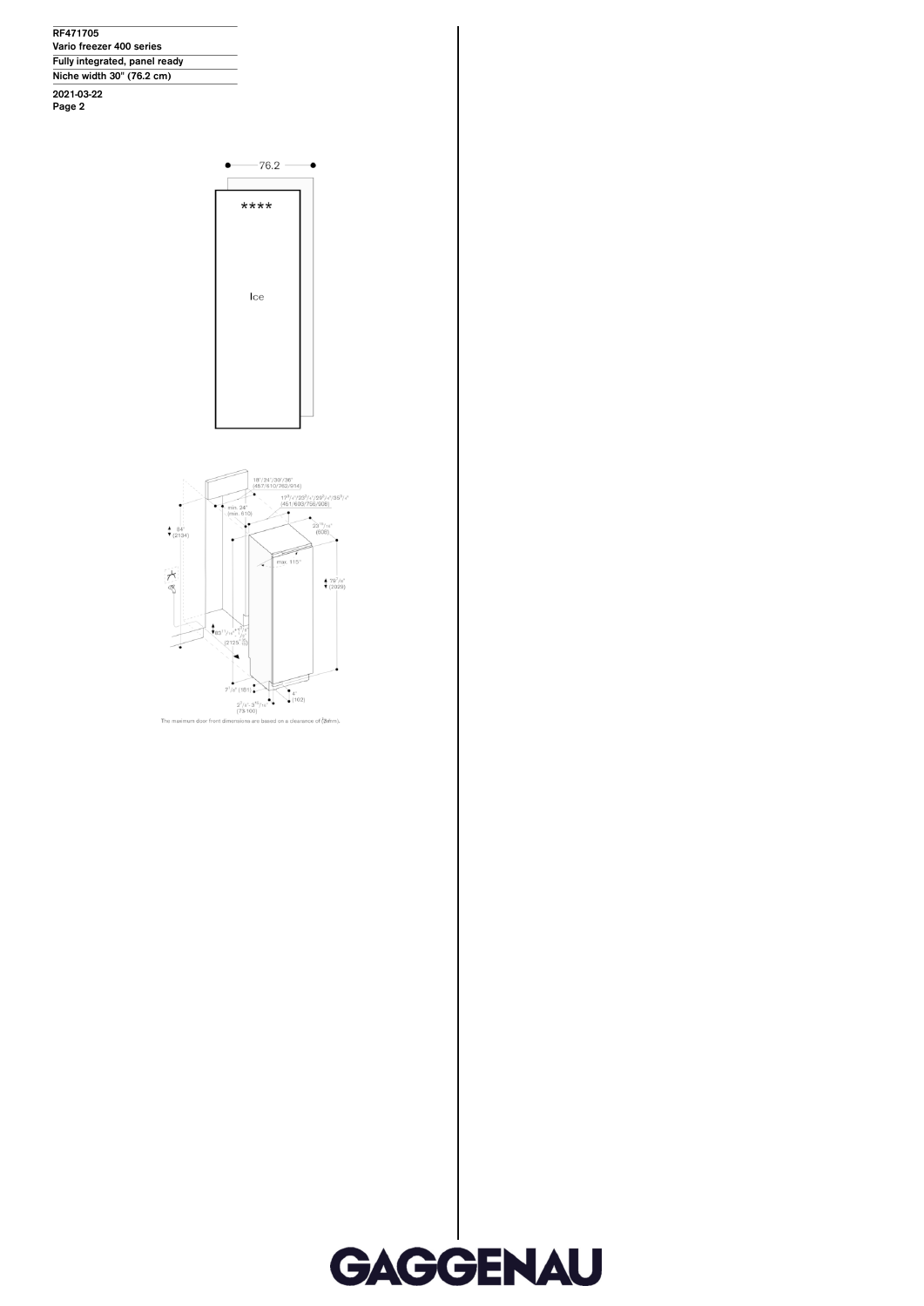RF471705
Vario freezer 400 series
Fully integrated, panel ready
Niche width 30" (76.2 cm)

2021-03-22
Page 2

76.2

****

Ice

18"/24"/30"/36"
(457/610/762/914)

17 3/4"/23 3/4"/29 3/4"/35 3/4"
(451/603/756/908)

min. 24"
(min. 610)

23 5/8"
(600)

84"
(2134)

max. 115°

79 7/8"
(2029)

83 11/16" + 1/4"
(2125 + 6)

7 1/8" (181)

4"
(102)

2 7/8"- 3 15/16"
(73-100)

The maximum door front dimensions are based on a clearance of (3mm).